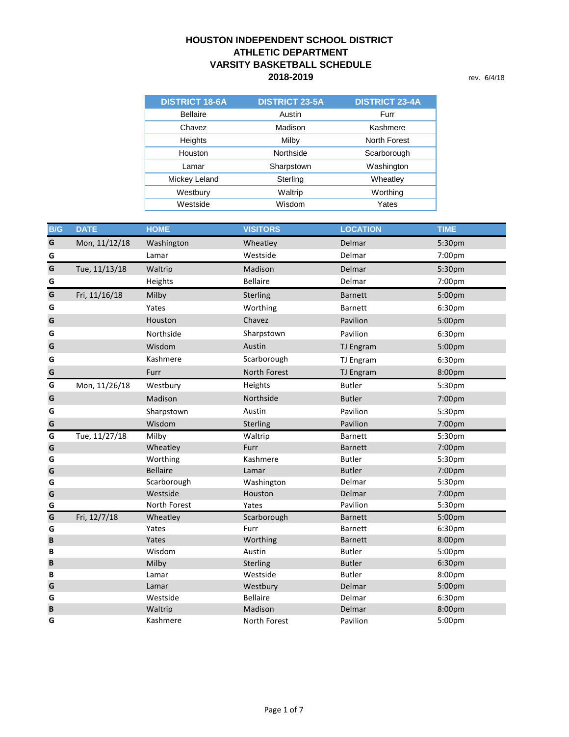# HOUSTON INDEPENDENT SCHOOL DISTRICT
## ATHLETIC DEPARTMENT
## VARSITY BASKETBALL SCHEDULE
## 2018-2019

rev. 6/4/18

| DISTRICT 18-6A | DISTRICT 23-5A | DISTRICT 23-4A |
|---|---|---|
| Bellaire | Austin | Furr |
| Chavez | Madison | Kashmere |
| Heights | Milby | North Forest |
| Houston | Northside | Scarborough |
| Lamar | Sharpstown | Washington |
| Mickey Leland | Sterling | Wheatley |
| Westbury | Waltrip | Worthing |
| Westside | Wisdom | Yates |

| B/G | DATE | HOME | VISITORS | LOCATION | TIME |
|---|---|---|---|---|---|
| G | Mon, 11/12/18 | Washington | Wheatley | Delmar | 5:30pm |
| G | | Lamar | Westside | Delmar | 7:00pm |
| G | Tue, 11/13/18 | Waltrip | Madison | Delmar | 5:30pm |
| G | | Heights | Bellaire | Delmar | 7:00pm |
| G | Fri, 11/16/18 | Milby | Sterling | Barnett | 5:00pm |
| G | | Yates | Worthing | Barnett | 6:30pm |
| G | | Houston | Chavez | Pavilion | 5:00pm |
| G | | Northside | Sharpstown | Pavilion | 6:30pm |
| G | | Wisdom | Austin | TJ Engram | 5:00pm |
| G | | Kashmere | Scarborough | TJ Engram | 6:30pm |
| G | | Furr | North Forest | TJ Engram | 8:00pm |
| G | Mon, 11/26/18 | Westbury | Heights | Butler | 5:30pm |
| G | | Madison | Northside | Butler | 7:00pm |
| G | | Sharpstown | Austin | Pavilion | 5:30pm |
| G | | Wisdom | Sterling | Pavilion | 7:00pm |
| G | Tue, 11/27/18 | Milby | Waltrip | Barnett | 5:30pm |
| G | | Wheatley | Furr | Barnett | 7:00pm |
| G | | Worthing | Kashmere | Butler | 5:30pm |
| G | | Bellaire | Lamar | Butler | 7:00pm |
| G | | Scarborough | Washington | Delmar | 5:30pm |
| G | | Westside | Houston | Delmar | 7:00pm |
| G | | North Forest | Yates | Pavilion | 5:30pm |
| G | Fri, 12/7/18 | Wheatley | Scarborough | Barnett | 5:00pm |
| G | | Yates | Furr | Barnett | 6:30pm |
| B | | Yates | Worthing | Barnett | 8:00pm |
| B | | Wisdom | Austin | Butler | 5:00pm |
| B | | Milby | Sterling | Butler | 6:30pm |
| B | | Lamar | Westside | Butler | 8:00pm |
| G | | Lamar | Westbury | Delmar | 5:00pm |
| G | | Westside | Bellaire | Delmar | 6:30pm |
| B | | Waltrip | Madison | Delmar | 8:00pm |
| G | | Kashmere | North Forest | Pavilion | 5:00pm |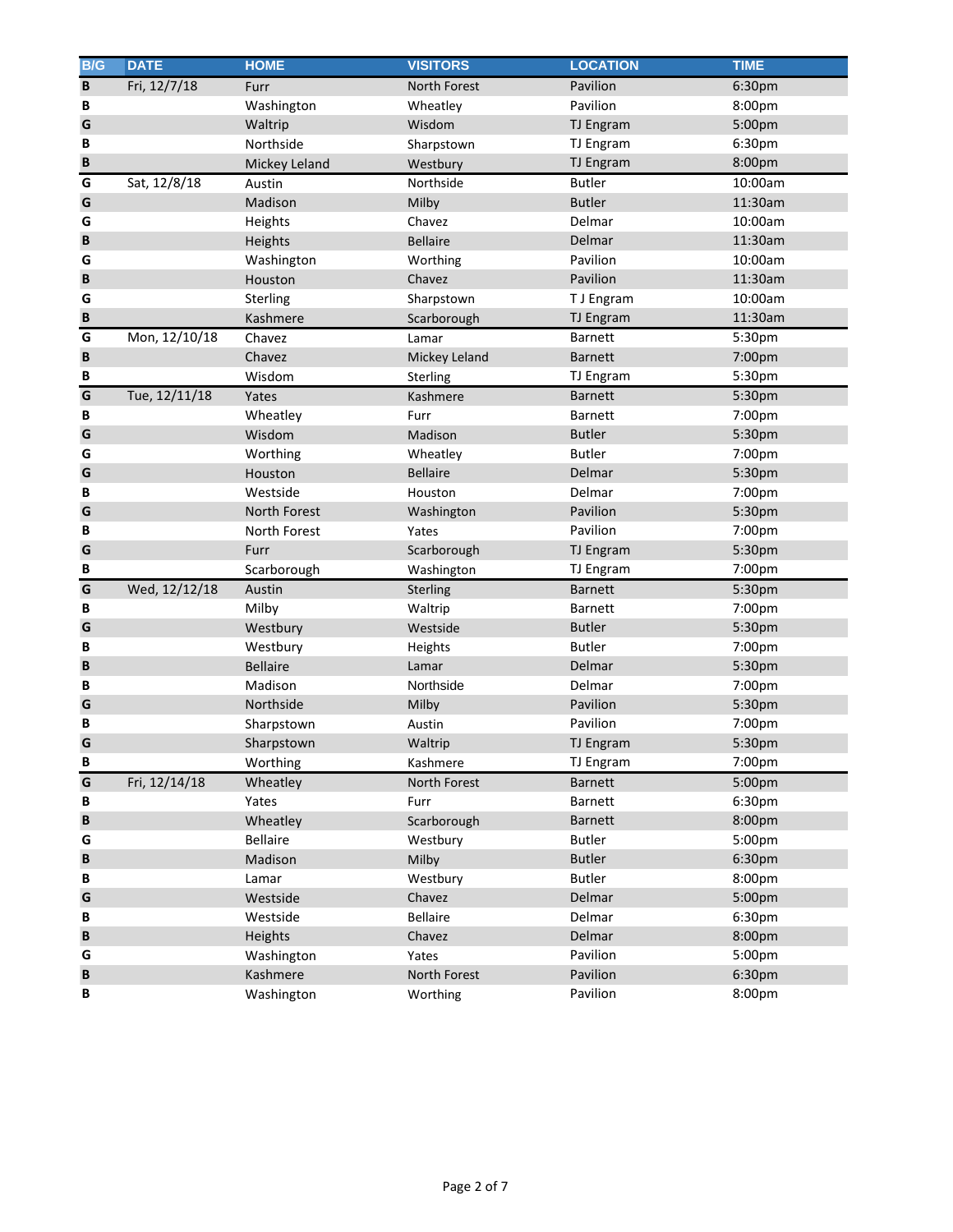| B/G | DATE | HOME | VISITORS | LOCATION | TIME |
|---|---|---|---|---|---|
| B | Fri, 12/7/18 | Furr | North Forest | Pavilion | 6:30pm |
| B | | Washington | Wheatley | Pavilion | 8:00pm |
| G | | Waltrip | Wisdom | TJ Engram | 5:00pm |
| B | | Northside | Sharpstown | TJ Engram | 6:30pm |
| B | | Mickey Leland | Westbury | TJ Engram | 8:00pm |
| G | Sat, 12/8/18 | Austin | Northside | Butler | 10:00am |
| G | | Madison | Milby | Butler | 11:30am |
| G | | Heights | Chavez | Delmar | 10:00am |
| B | | Heights | Bellaire | Delmar | 11:30am |
| G | | Washington | Worthing | Pavilion | 10:00am |
| B | | Houston | Chavez | Pavilion | 11:30am |
| G | | Sterling | Sharpstown | T J Engram | 10:00am |
| B | | Kashmere | Scarborough | TJ Engram | 11:30am |
| G | Mon, 12/10/18 | Chavez | Lamar | Barnett | 5:30pm |
| B | | Chavez | Mickey Leland | Barnett | 7:00pm |
| B | | Wisdom | Sterling | TJ Engram | 5:30pm |
| G | Tue, 12/11/18 | Yates | Kashmere | Barnett | 5:30pm |
| B | | Wheatley | Furr | Barnett | 7:00pm |
| G | | Wisdom | Madison | Butler | 5:30pm |
| G | | Worthing | Wheatley | Butler | 7:00pm |
| G | | Houston | Bellaire | Delmar | 5:30pm |
| B | | Westside | Houston | Delmar | 7:00pm |
| G | | North Forest | Washington | Pavilion | 5:30pm |
| B | | North Forest | Yates | Pavilion | 7:00pm |
| G | | Furr | Scarborough | TJ Engram | 5:30pm |
| B | | Scarborough | Washington | TJ Engram | 7:00pm |
| G | Wed, 12/12/18 | Austin | Sterling | Barnett | 5:30pm |
| B | | Milby | Waltrip | Barnett | 7:00pm |
| G | | Westbury | Westside | Butler | 5:30pm |
| B | | Westbury | Heights | Butler | 7:00pm |
| B | | Bellaire | Lamar | Delmar | 5:30pm |
| B | | Madison | Northside | Delmar | 7:00pm |
| G | | Northside | Milby | Pavilion | 5:30pm |
| B | | Sharpstown | Austin | Pavilion | 7:00pm |
| G | | Sharpstown | Waltrip | TJ Engram | 5:30pm |
| B | | Worthing | Kashmere | TJ Engram | 7:00pm |
| G | Fri, 12/14/18 | Wheatley | North Forest | Barnett | 5:00pm |
| B | | Yates | Furr | Barnett | 6:30pm |
| B | | Wheatley | Scarborough | Barnett | 8:00pm |
| G | | Bellaire | Westbury | Butler | 5:00pm |
| B | | Madison | Milby | Butler | 6:30pm |
| B | | Lamar | Westbury | Butler | 8:00pm |
| G | | Westside | Chavez | Delmar | 5:00pm |
| B | | Westside | Bellaire | Delmar | 6:30pm |
| B | | Heights | Chavez | Delmar | 8:00pm |
| G | | Washington | Yates | Pavilion | 5:00pm |
| B | | Kashmere | North Forest | Pavilion | 6:30pm |
| B | | Washington | Worthing | Pavilion | 8:00pm |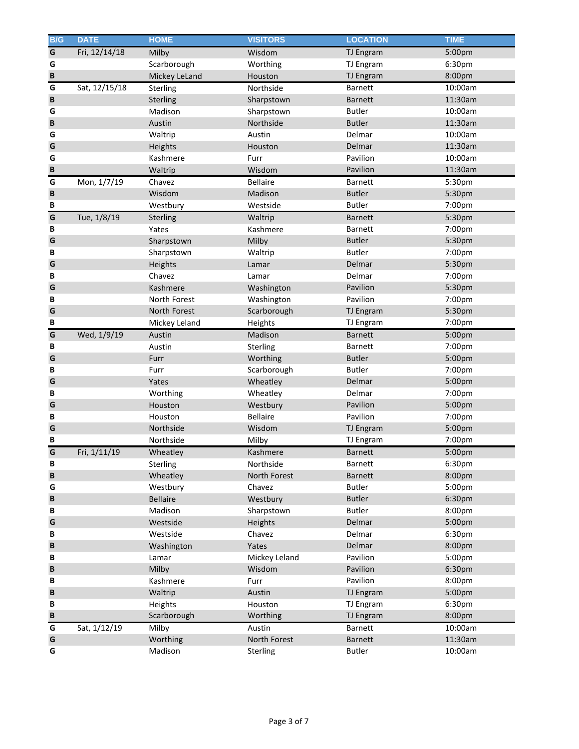| B/G | DATE | HOME | VISITORS | LOCATION | TIME |
|---|---|---|---|---|---|
| G | Fri, 12/14/18 | Milby | Wisdom | TJ Engram | 5:00pm |
| G | | Scarborough | Worthing | TJ Engram | 6:30pm |
| B | | Mickey LeLand | Houston | TJ Engram | 8:00pm |
| G | Sat, 12/15/18 | Sterling | Northside | Barnett | 10:00am |
| B | | Sterling | Sharpstown | Barnett | 11:30am |
| G | | Madison | Sharpstown | Butler | 10:00am |
| B | | Austin | Northside | Butler | 11:30am |
| G | | Waltrip | Austin | Delmar | 10:00am |
| G | | Heights | Houston | Delmar | 11:30am |
| G | | Kashmere | Furr | Pavilion | 10:00am |
| B | | Waltrip | Wisdom | Pavilion | 11:30am |
| G | Mon, 1/7/19 | Chavez | Bellaire | Barnett | 5:30pm |
| B | | Wisdom | Madison | Butler | 5:30pm |
| B | | Westbury | Westside | Butler | 7:00pm |
| G | Tue, 1/8/19 | Sterling | Waltrip | Barnett | 5:30pm |
| B | | Yates | Kashmere | Barnett | 7:00pm |
| G | | Sharpstown | Milby | Butler | 5:30pm |
| B | | Sharpstown | Waltrip | Butler | 7:00pm |
| G | | Heights | Lamar | Delmar | 5:30pm |
| B | | Chavez | Lamar | Delmar | 7:00pm |
| G | | Kashmere | Washington | Pavilion | 5:30pm |
| B | | North Forest | Washington | Pavilion | 7:00pm |
| G | | North Forest | Scarborough | TJ Engram | 5:30pm |
| B | | Mickey Leland | Heights | TJ Engram | 7:00pm |
| G | Wed, 1/9/19 | Austin | Madison | Barnett | 5:00pm |
| B | | Austin | Sterling | Barnett | 7:00pm |
| G | | Furr | Worthing | Butler | 5:00pm |
| B | | Furr | Scarborough | Butler | 7:00pm |
| G | | Yates | Wheatley | Delmar | 5:00pm |
| B | | Worthing | Wheatley | Delmar | 7:00pm |
| G | | Houston | Westbury | Pavilion | 5:00pm |
| B | | Houston | Bellaire | Pavilion | 7:00pm |
| G | | Northside | Wisdom | TJ Engram | 5:00pm |
| B | | Northside | Milby | TJ Engram | 7:00pm |
| G | Fri, 1/11/19 | Wheatley | Kashmere | Barnett | 5:00pm |
| B | | Sterling | Northside | Barnett | 6:30pm |
| B | | Wheatley | North Forest | Barnett | 8:00pm |
| G | | Westbury | Chavez | Butler | 5:00pm |
| B | | Bellaire | Westbury | Butler | 6:30pm |
| B | | Madison | Sharpstown | Butler | 8:00pm |
| G | | Westside | Heights | Delmar | 5:00pm |
| B | | Westside | Chavez | Delmar | 6:30pm |
| B | | Washington | Yates | Delmar | 8:00pm |
| B | | Lamar | Mickey Leland | Pavilion | 5:00pm |
| B | | Milby | Wisdom | Pavilion | 6:30pm |
| B | | Kashmere | Furr | Pavilion | 8:00pm |
| B | | Waltrip | Austin | TJ Engram | 5:00pm |
| B | | Heights | Houston | TJ Engram | 6:30pm |
| B | | Scarborough | Worthing | TJ Engram | 8:00pm |
| G | Sat, 1/12/19 | Milby | Austin | Barnett | 10:00am |
| G | | Worthing | North Forest | Barnett | 11:30am |
| G | | Madison | Sterling | Butler | 10:00am |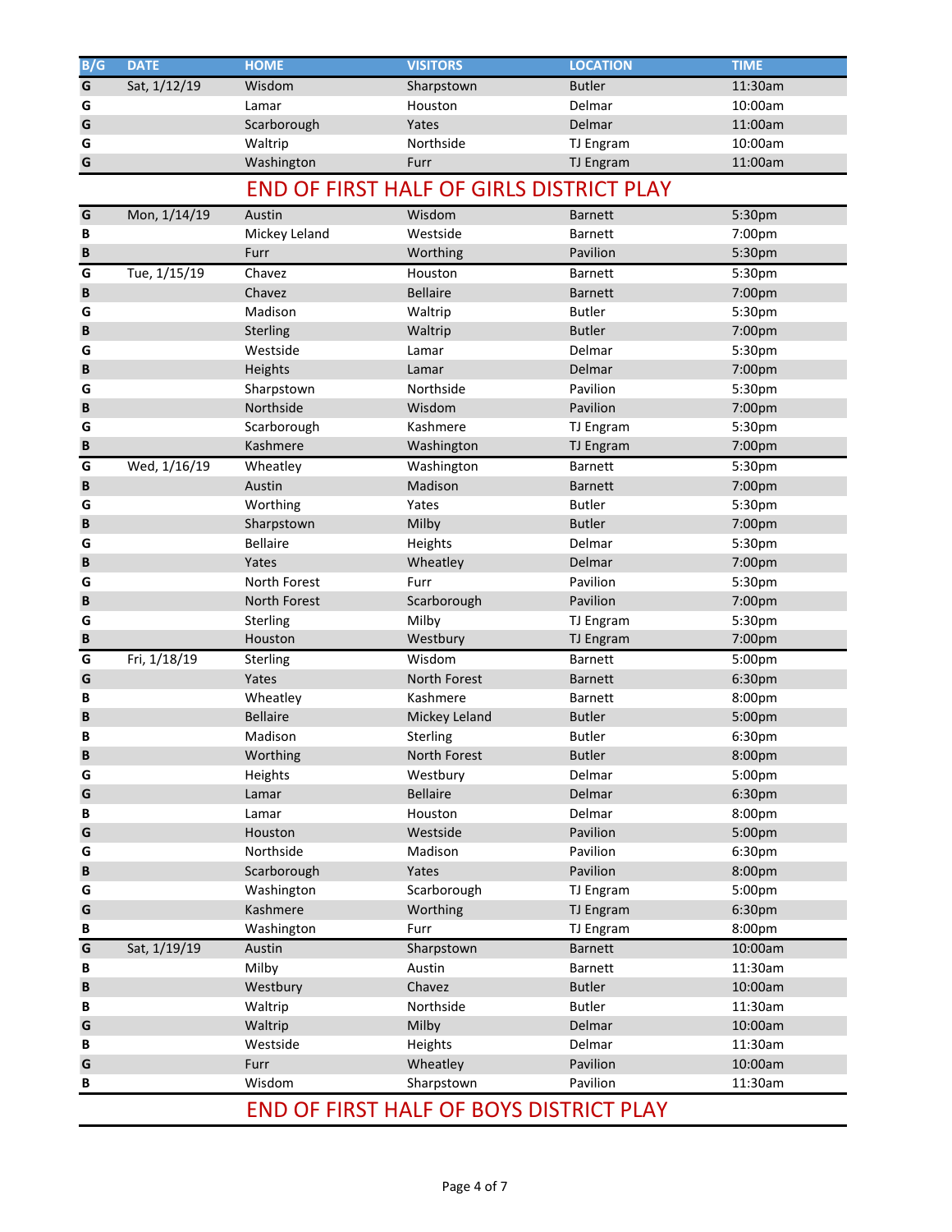| B/G | DATE | HOME | VISITORS | LOCATION | TIME |
|---|---|---|---|---|---|
| G | Sat, 1/12/19 | Wisdom | Sharpstown | Butler | 11:30am |
| G | | Lamar | Houston | Delmar | 10:00am |
| G | | Scarborough | Yates | Delmar | 11:00am |
| G | | Waltrip | Northside | TJ Engram | 10:00am |
| G | | Washington | Furr | TJ Engram | 11:00am |
| | | END OF FIRST HALF OF GIRLS DISTRICT PLAY | | | |
| G | Mon, 1/14/19 | Austin | Wisdom | Barnett | 5:30pm |
| B | | Mickey Leland | Westside | Barnett | 7:00pm |
| B | | Furr | Worthing | Pavilion | 5:30pm |
| G | Tue, 1/15/19 | Chavez | Houston | Barnett | 5:30pm |
| B | | Chavez | Bellaire | Barnett | 7:00pm |
| G | | Madison | Waltrip | Butler | 5:30pm |
| B | | Sterling | Waltrip | Butler | 7:00pm |
| G | | Westside | Lamar | Delmar | 5:30pm |
| B | | Heights | Lamar | Delmar | 7:00pm |
| G | | Sharpstown | Northside | Pavilion | 5:30pm |
| B | | Northside | Wisdom | Pavilion | 7:00pm |
| G | | Scarborough | Kashmere | TJ Engram | 5:30pm |
| B | | Kashmere | Washington | TJ Engram | 7:00pm |
| G | Wed, 1/16/19 | Wheatley | Washington | Barnett | 5:30pm |
| B | | Austin | Madison | Barnett | 7:00pm |
| G | | Worthing | Yates | Butler | 5:30pm |
| B | | Sharpstown | Milby | Butler | 7:00pm |
| G | | Bellaire | Heights | Delmar | 5:30pm |
| B | | Yates | Wheatley | Delmar | 7:00pm |
| G | | North Forest | Furr | Pavilion | 5:30pm |
| B | | North Forest | Scarborough | Pavilion | 7:00pm |
| G | | Sterling | Milby | TJ Engram | 5:30pm |
| B | | Houston | Westbury | TJ Engram | 7:00pm |
| G | Fri, 1/18/19 | Sterling | Wisdom | Barnett | 5:00pm |
| G | | Yates | North Forest | Barnett | 6:30pm |
| B | | Wheatley | Kashmere | Barnett | 8:00pm |
| B | | Bellaire | Mickey Leland | Butler | 5:00pm |
| B | | Madison | Sterling | Butler | 6:30pm |
| B | | Worthing | North Forest | Butler | 8:00pm |
| G | | Heights | Westbury | Delmar | 5:00pm |
| G | | Lamar | Bellaire | Delmar | 6:30pm |
| B | | Lamar | Houston | Delmar | 8:00pm |
| G | | Houston | Westside | Pavilion | 5:00pm |
| G | | Northside | Madison | Pavilion | 6:30pm |
| B | | Scarborough | Yates | Pavilion | 8:00pm |
| G | | Washington | Scarborough | TJ Engram | 5:00pm |
| G | | Kashmere | Worthing | TJ Engram | 6:30pm |
| B | | Washington | Furr | TJ Engram | 8:00pm |
| G | Sat, 1/19/19 | Austin | Sharpstown | Barnett | 10:00am |
| B | | Milby | Austin | Barnett | 11:30am |
| B | | Westbury | Chavez | Butler | 10:00am |
| B | | Waltrip | Northside | Butler | 11:30am |
| G | | Waltrip | Milby | Delmar | 10:00am |
| B | | Westside | Heights | Delmar | 11:30am |
| G | | Furr | Wheatley | Pavilion | 10:00am |
| B | | Wisdom | Sharpstown | Pavilion | 11:30am |
| | | END OF FIRST HALF OF BOYS DISTRICT PLAY | | | |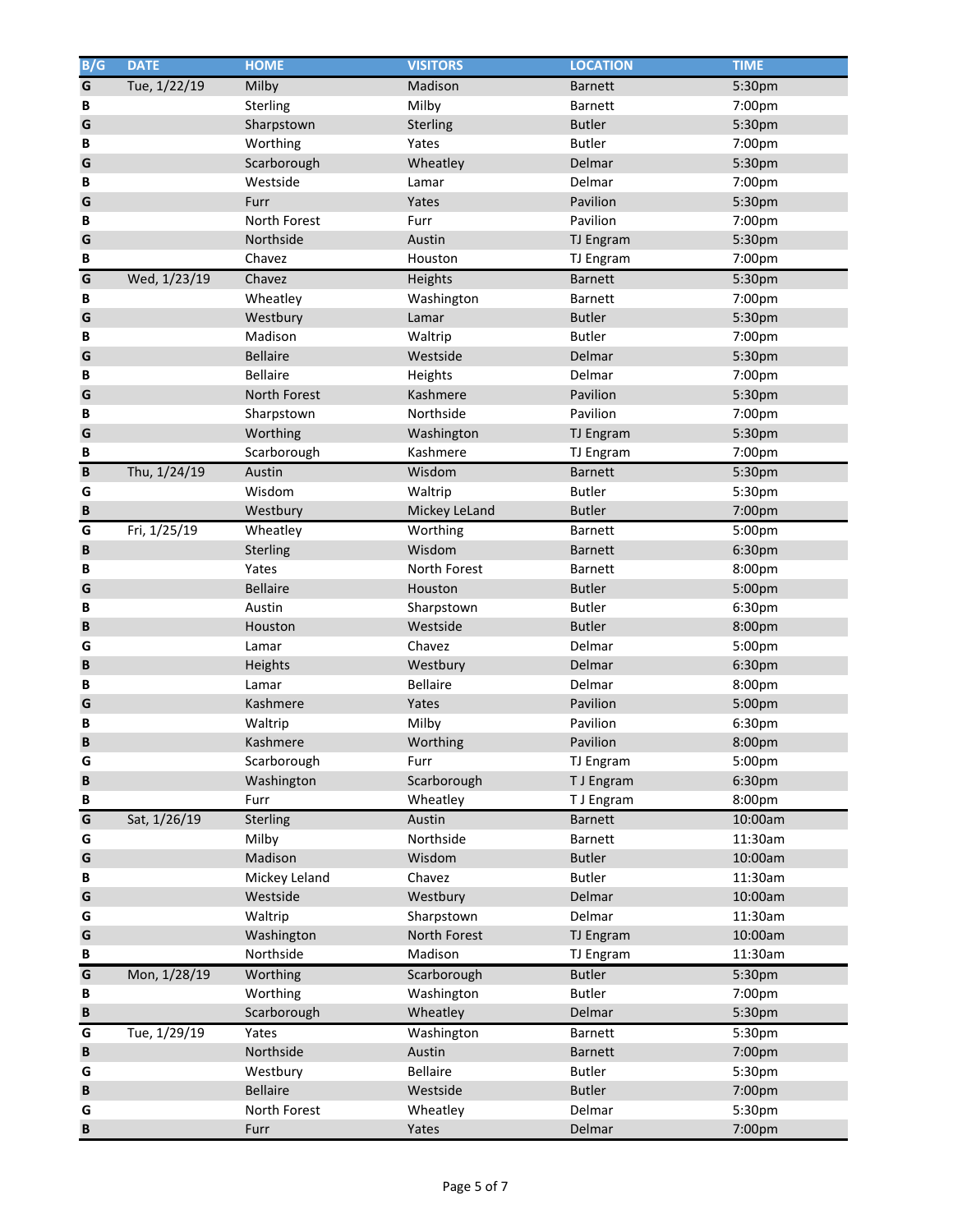| B/G | DATE | HOME | VISITORS | LOCATION | TIME |
|---|---|---|---|---|---|
| G | Tue, 1/22/19 | Milby | Madison | Barnett | 5:30pm |
| B | | Sterling | Milby | Barnett | 7:00pm |
| G | | Sharpstown | Sterling | Butler | 5:30pm |
| B | | Worthing | Yates | Butler | 7:00pm |
| G | | Scarborough | Wheatley | Delmar | 5:30pm |
| B | | Westside | Lamar | Delmar | 7:00pm |
| G | | Furr | Yates | Pavilion | 5:30pm |
| B | | North Forest | Furr | Pavilion | 7:00pm |
| G | | Northside | Austin | TJ Engram | 5:30pm |
| B | | Chavez | Houston | TJ Engram | 7:00pm |
| G | Wed, 1/23/19 | Chavez | Heights | Barnett | 5:30pm |
| B | | Wheatley | Washington | Barnett | 7:00pm |
| G | | Westbury | Lamar | Butler | 5:30pm |
| B | | Madison | Waltrip | Butler | 7:00pm |
| G | | Bellaire | Westside | Delmar | 5:30pm |
| B | | Bellaire | Heights | Delmar | 7:00pm |
| G | | North Forest | Kashmere | Pavilion | 5:30pm |
| B | | Sharpstown | Northside | Pavilion | 7:00pm |
| G | | Worthing | Washington | TJ Engram | 5:30pm |
| B | | Scarborough | Kashmere | TJ Engram | 7:00pm |
| B | Thu, 1/24/19 | Austin | Wisdom | Barnett | 5:30pm |
| G | | Wisdom | Waltrip | Butler | 5:30pm |
| B | | Westbury | Mickey LeLand | Butler | 7:00pm |
| G | Fri, 1/25/19 | Wheatley | Worthing | Barnett | 5:00pm |
| B | | Sterling | Wisdom | Barnett | 6:30pm |
| B | | Yates | North Forest | Barnett | 8:00pm |
| G | | Bellaire | Houston | Butler | 5:00pm |
| B | | Austin | Sharpstown | Butler | 6:30pm |
| B | | Houston | Westside | Butler | 8:00pm |
| G | | Lamar | Chavez | Delmar | 5:00pm |
| B | | Heights | Westbury | Delmar | 6:30pm |
| B | | Lamar | Bellaire | Delmar | 8:00pm |
| G | | Kashmere | Yates | Pavilion | 5:00pm |
| B | | Waltrip | Milby | Pavilion | 6:30pm |
| B | | Kashmere | Worthing | Pavilion | 8:00pm |
| G | | Scarborough | Furr | TJ Engram | 5:00pm |
| B | | Washington | Scarborough | T J Engram | 6:30pm |
| B | | Furr | Wheatley | T J Engram | 8:00pm |
| G | Sat, 1/26/19 | Sterling | Austin | Barnett | 10:00am |
| G | | Milby | Northside | Barnett | 11:30am |
| G | | Madison | Wisdom | Butler | 10:00am |
| B | | Mickey Leland | Chavez | Butler | 11:30am |
| G | | Westside | Westbury | Delmar | 10:00am |
| G | | Waltrip | Sharpstown | Delmar | 11:30am |
| G | | Washington | North Forest | TJ Engram | 10:00am |
| B | | Northside | Madison | TJ Engram | 11:30am |
| G | Mon, 1/28/19 | Worthing | Scarborough | Butler | 5:30pm |
| B | | Worthing | Washington | Butler | 7:00pm |
| B | | Scarborough | Wheatley | Delmar | 5:30pm |
| G | Tue, 1/29/19 | Yates | Washington | Barnett | 5:30pm |
| B | | Northside | Austin | Barnett | 7:00pm |
| G | | Westbury | Bellaire | Butler | 5:30pm |
| B | | Bellaire | Westside | Butler | 7:00pm |
| G | | North Forest | Wheatley | Delmar | 5:30pm |
| B | | Furr | Yates | Delmar | 7:00pm |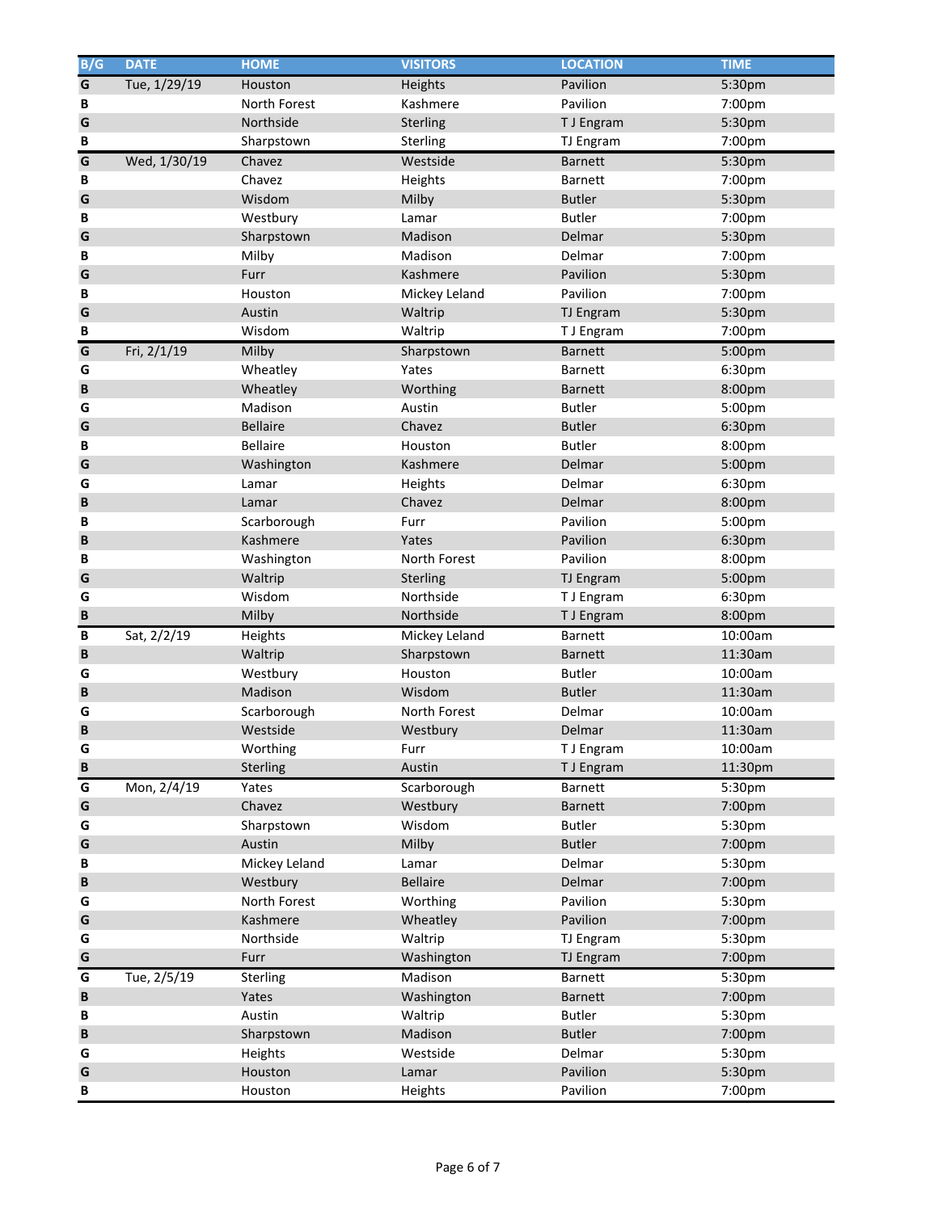| B/G | DATE | HOME | VISITORS | LOCATION | TIME |
|---|---|---|---|---|---|
| G | Tue, 1/29/19 | Houston | Heights | Pavilion | 5:30pm |
| B | | North Forest | Kashmere | Pavilion | 7:00pm |
| G | | Northside | Sterling | T J Engram | 5:30pm |
| B | | Sharpstown | Sterling | TJ Engram | 7:00pm |
| G | Wed, 1/30/19 | Chavez | Westside | Barnett | 5:30pm |
| B | | Chavez | Heights | Barnett | 7:00pm |
| G | | Wisdom | Milby | Butler | 5:30pm |
| B | | Westbury | Lamar | Butler | 7:00pm |
| G | | Sharpstown | Madison | Delmar | 5:30pm |
| B | | Milby | Madison | Delmar | 7:00pm |
| G | | Furr | Kashmere | Pavilion | 5:30pm |
| B | | Houston | Mickey Leland | Pavilion | 7:00pm |
| G | | Austin | Waltrip | TJ Engram | 5:30pm |
| B | | Wisdom | Waltrip | T J Engram | 7:00pm |
| G | Fri, 2/1/19 | Milby | Sharpstown | Barnett | 5:00pm |
| G | | Wheatley | Yates | Barnett | 6:30pm |
| B | | Wheatley | Worthing | Barnett | 8:00pm |
| G | | Madison | Austin | Butler | 5:00pm |
| G | | Bellaire | Chavez | Butler | 6:30pm |
| B | | Bellaire | Houston | Butler | 8:00pm |
| G | | Washington | Kashmere | Delmar | 5:00pm |
| G | | Lamar | Heights | Delmar | 6:30pm |
| B | | Lamar | Chavez | Delmar | 8:00pm |
| B | | Scarborough | Furr | Pavilion | 5:00pm |
| B | | Kashmere | Yates | Pavilion | 6:30pm |
| B | | Washington | North Forest | Pavilion | 8:00pm |
| G | | Waltrip | Sterling | TJ Engram | 5:00pm |
| G | | Wisdom | Northside | T J Engram | 6:30pm |
| B | | Milby | Northside | T J Engram | 8:00pm |
| B | Sat, 2/2/19 | Heights | Mickey Leland | Barnett | 10:00am |
| B | | Waltrip | Sharpstown | Barnett | 11:30am |
| G | | Westbury | Houston | Butler | 10:00am |
| B | | Madison | Wisdom | Butler | 11:30am |
| G | | Scarborough | North Forest | Delmar | 10:00am |
| B | | Westside | Westbury | Delmar | 11:30am |
| G | | Worthing | Furr | T J Engram | 10:00am |
| B | | Sterling | Austin | T J Engram | 11:30pm |
| G | Mon, 2/4/19 | Yates | Scarborough | Barnett | 5:30pm |
| G | | Chavez | Westbury | Barnett | 7:00pm |
| G | | Sharpstown | Wisdom | Butler | 5:30pm |
| G | | Austin | Milby | Butler | 7:00pm |
| B | | Mickey Leland | Lamar | Delmar | 5:30pm |
| B | | Westbury | Bellaire | Delmar | 7:00pm |
| G | | North Forest | Worthing | Pavilion | 5:30pm |
| G | | Kashmere | Wheatley | Pavilion | 7:00pm |
| G | | Northside | Waltrip | TJ Engram | 5:30pm |
| G | | Furr | Washington | TJ Engram | 7:00pm |
| G | Tue, 2/5/19 | Sterling | Madison | Barnett | 5:30pm |
| B | | Yates | Washington | Barnett | 7:00pm |
| B | | Austin | Waltrip | Butler | 5:30pm |
| B | | Sharpstown | Madison | Butler | 7:00pm |
| G | | Heights | Westside | Delmar | 5:30pm |
| G | | Houston | Lamar | Pavilion | 5:30pm |
| B | | Houston | Heights | Pavilion | 7:00pm |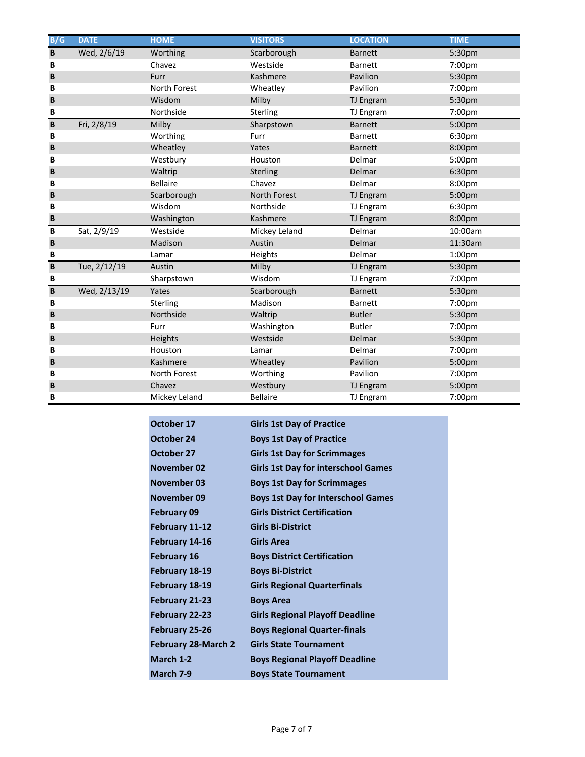| B/G | DATE | HOME | VISITORS | LOCATION | TIME |
|---|---|---|---|---|---|
| B | Wed, 2/6/19 | Worthing | Scarborough | Barnett | 5:30pm |
| B | | Chavez | Westside | Barnett | 7:00pm |
| B | | Furr | Kashmere | Pavilion | 5:30pm |
| B | | North Forest | Wheatley | Pavilion | 7:00pm |
| B | | Wisdom | Milby | TJ Engram | 5:30pm |
| B | | Northside | Sterling | TJ Engram | 7:00pm |
| B | Fri, 2/8/19 | Milby | Sharpstown | Barnett | 5:00pm |
| B | | Worthing | Furr | Barnett | 6:30pm |
| B | | Wheatley | Yates | Barnett | 8:00pm |
| B | | Westbury | Houston | Delmar | 5:00pm |
| B | | Waltrip | Sterling | Delmar | 6:30pm |
| B | | Bellaire | Chavez | Delmar | 8:00pm |
| B | | Scarborough | North Forest | TJ Engram | 5:00pm |
| B | | Wisdom | Northside | TJ Engram | 6:30pm |
| B | | Washington | Kashmere | TJ Engram | 8:00pm |
| B | Sat, 2/9/19 | Westside | Mickey Leland | Delmar | 10:00am |
| B | | Madison | Austin | Delmar | 11:30am |
| B | | Lamar | Heights | Delmar | 1:00pm |
| B | Tue, 2/12/19 | Austin | Milby | TJ Engram | 5:30pm |
| B | | Sharpstown | Wisdom | TJ Engram | 7:00pm |
| B | Wed, 2/13/19 | Yates | Scarborough | Barnett | 5:30pm |
| B | | Sterling | Madison | Barnett | 7:00pm |
| B | | Northside | Waltrip | Butler | 5:30pm |
| B | | Furr | Washington | Butler | 7:00pm |
| B | | Heights | Westside | Delmar | 5:30pm |
| B | | Houston | Lamar | Delmar | 7:00pm |
| B | | Kashmere | Wheatley | Pavilion | 5:00pm |
| B | | North Forest | Worthing | Pavilion | 7:00pm |
| B | | Chavez | Westbury | TJ Engram | 5:00pm |
| B | | Mickey Leland | Bellaire | TJ Engram | 7:00pm |

| | |
|---|---|
| **October 17** | **Girls 1st Day of Practice** |
| **October 24** | **Boys 1st Day of Practice** |
| **October 27** | **Girls 1st Day for Scrimmages** |
| **November 02** | **Girls 1st Day for interschool Games** |
| **November 03** | **Boys 1st Day for Scrimmages** |
| **November 09** | **Boys 1st Day for Interschool Games** |
| **February 09** | **Girls District Certification** |
| **February 11-12** | **Girls Bi-District** |
| **February 14-16** | **Girls Area** |
| **February 16** | **Boys District Certification** |
| **February 18-19** | **Boys Bi-District** |
| **February 18-19** | **Girls Regional Quarterfinals** |
| **February 21-23** | **Boys Area** |
| **February 22-23** | **Girls Regional Playoff Deadline** |
| **February 25-26** | **Boys Regional Quarter-finals** |
| **February 28-March 2** | **Girls State Tournament** |
| **March 1-2** | **Boys Regional Playoff Deadline** |
| **March 7-9** | **Boys State Tournament** |